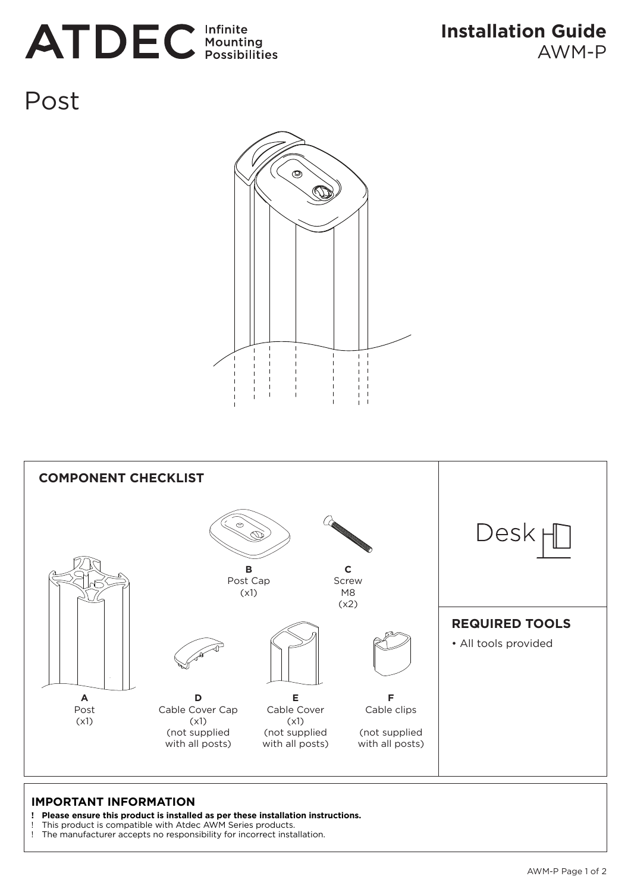# ATDEC Infinite Mounting Possibilities

## Installation Guide
AWM-P

# Post

## COMPONENT CHECKLIST

**A**
Post
(x1)

**B**
Post Cap
(x1)

**C**
Screw
M8
(x2)

**D**
Cable Cover Cap
(x1)
(not supplied with all posts)

**E**
Cable Cover
(x1)
(not supplied with all posts)

**F**
Cable clips

(not supplied with all posts)

Desk

## REQUIRED TOOLS

- All tools provided

## IMPORTANT INFORMATION

! **Please ensure this product is installed as per these installation instructions.**
! This product is compatible with Atdec AWM Series products.
! The manufacturer accepts no responsibility for incorrect installation.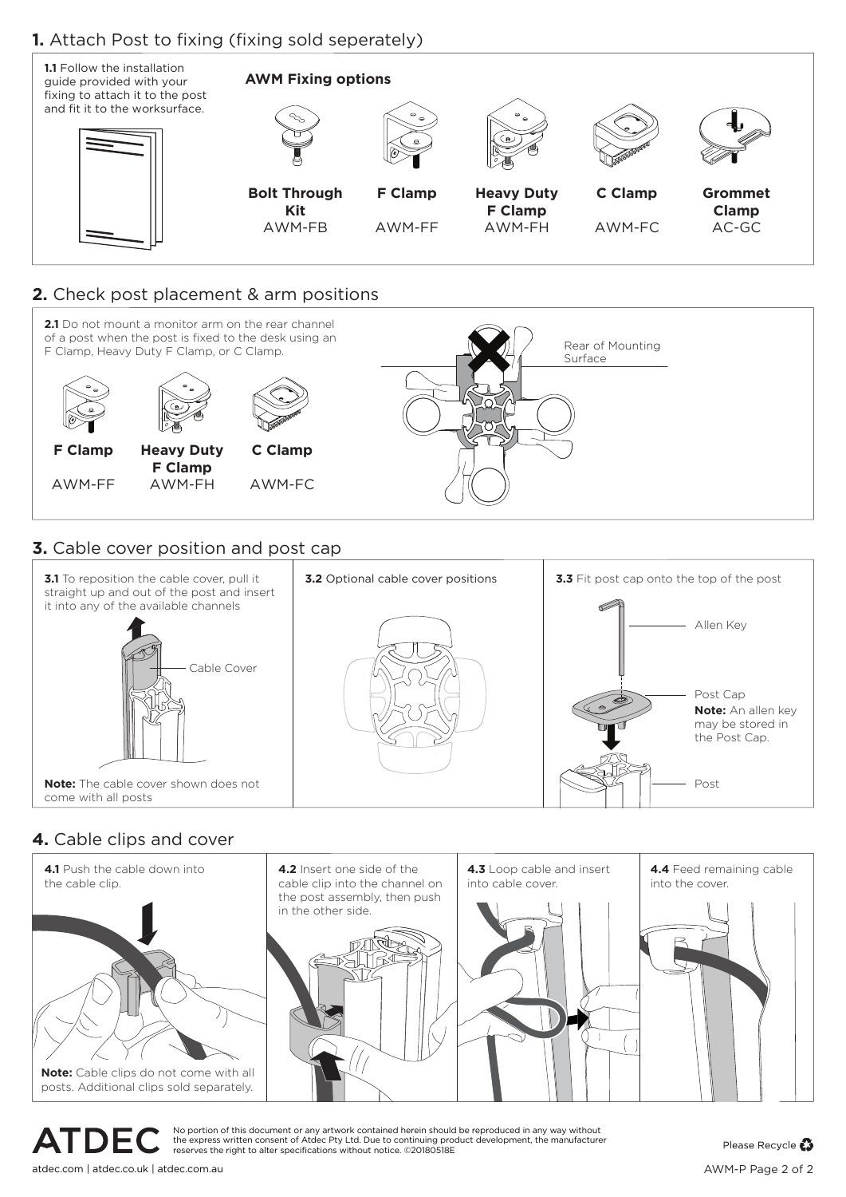## 1. Attach Post to fixing (fixing sold seperately)

**1.1** Follow the installation guide provided with your fixing to attach it to the post and fit it to the worksurface.

**AWM Fixing options**

**Bolt Through Kit**
AWM-FB

**F Clamp**
AWM-FF

**Heavy Duty F Clamp**
AWM-FH

**C Clamp**
AWM-FC

**Grommet Clamp**
AC-GC

## 2. Check post placement & arm positions

**2.1** Do not mount a monitor arm on the rear channel of a post when the post is fixed to the desk using an F Clamp, Heavy Duty F Clamp, or C Clamp.

**F Clamp**
AWM-FF

**Heavy Duty F Clamp**
AWM-FH

**C Clamp**
AWM-FC

Rear of Mounting Surface

## 3. Cable cover position and post cap

**3.1** To reposition the cable cover, pull it straight up and out of the post and insert it into any of the available channels

Cable Cover

**Note:** The cable cover shown does not come with all posts

**3.2** Optional cable cover positions

**3.3** Fit post cap onto the top of the post

Allen Key

Post Cap

**Note:** An allen key may be stored in the Post Cap.

Post

## 4. Cable clips and cover

**4.1** Push the cable down into the cable clip.

**Note:** Cable clips do not come with all posts. Additional clips sold separately.

**4.2** Insert one side of the cable clip into the channel on the post assembly, then push in the other side.

**4.3** Loop cable and insert into cable cover.

**4.4** Feed remaining cable into the cover.

ATDEC

No portion of this document or any artwork contained herein should be reproduced in any way without the express written consent of Atdec Pty Ltd. Due to continuing product development, the manufacturer reserves the right to alter specifications without notice. ©20180518E

Please Recycle

atdec.com | atdec.co.uk | atdec.com.au